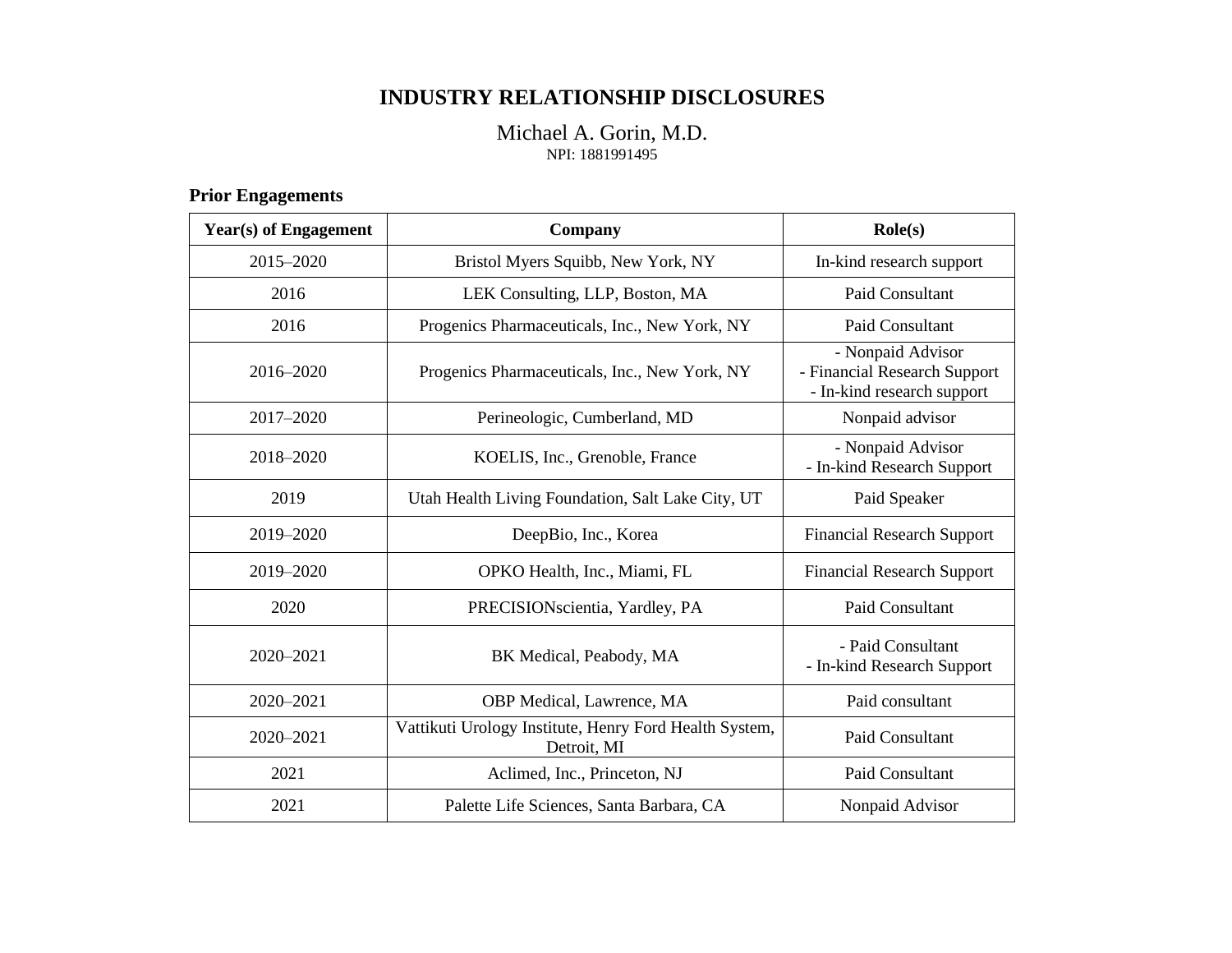# INDUSTRY RELATIONSHIP DISCLOSURES

Michael A. Gorin, M.D.
NPI: 1881991495

## Prior Engagements

| Year(s) of Engagement | Company | Role(s) |
|---|---|---|
| 2015–2020 | Bristol Myers Squibb, New York, NY | In-kind research support |
| 2016 | LEK Consulting, LLP, Boston, MA | Paid Consultant |
| 2016 | Progenics Pharmaceuticals, Inc., New York, NY | Paid Consultant |
| 2016–2020 | Progenics Pharmaceuticals, Inc., New York, NY | - Nonpaid Advisor<br>- Financial Research Support<br>- In-kind research support |
| 2017–2020 | Perineologic, Cumberland, MD | Nonpaid advisor |
| 2018–2020 | KOELIS, Inc., Grenoble, France | - Nonpaid Advisor<br>- In-kind Research Support |
| 2019 | Utah Health Living Foundation, Salt Lake City, UT | Paid Speaker |
| 2019–2020 | DeepBio, Inc., Korea | Financial Research Support |
| 2019–2020 | OPKO Health, Inc., Miami, FL | Financial Research Support |
| 2020 | PRECISIONscientia, Yardley, PA | Paid Consultant |
| 2020–2021 | BK Medical, Peabody, MA | - Paid Consultant<br>- In-kind Research Support |
| 2020–2021 | OBP Medical, Lawrence, MA | Paid consultant |
| 2020–2021 | Vattikuti Urology Institute, Henry Ford Health System, Detroit, MI | Paid Consultant |
| 2021 | Aclimed, Inc., Princeton, NJ | Paid Consultant |
| 2021 | Palette Life Sciences, Santa Barbara, CA | Nonpaid Advisor |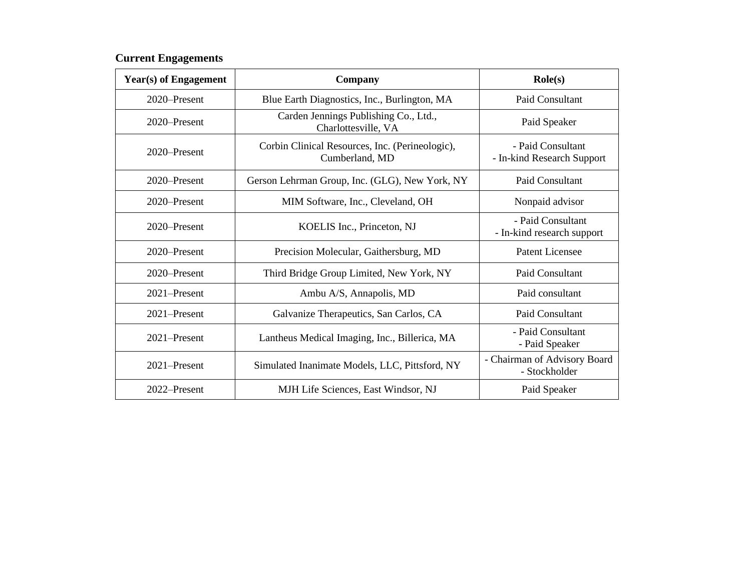**Current Engagements**

| Year(s) of Engagement | Company | Role(s) |
|---|---|---|
| 2020–Present | Blue Earth Diagnostics, Inc., Burlington, MA | Paid Consultant |
| 2020–Present | Carden Jennings Publishing Co., Ltd., Charlottesville, VA | Paid Speaker |
| 2020–Present | Corbin Clinical Resources, Inc. (Perineologic), Cumberland, MD | - Paid Consultant<br>- In-kind Research Support |
| 2020–Present | Gerson Lehrman Group, Inc. (GLG), New York, NY | Paid Consultant |
| 2020–Present | MIM Software, Inc., Cleveland, OH | Nonpaid advisor |
| 2020–Present | KOELIS Inc., Princeton, NJ | - Paid Consultant<br>- In-kind research support |
| 2020–Present | Precision Molecular, Gaithersburg, MD | Patent Licensee |
| 2020–Present | Third Bridge Group Limited, New York, NY | Paid Consultant |
| 2021–Present | Ambu A/S, Annapolis, MD | Paid consultant |
| 2021–Present | Galvanize Therapeutics, San Carlos, CA | Paid Consultant |
| 2021–Present | Lantheus Medical Imaging, Inc., Billerica, MA | - Paid Consultant<br>- Paid Speaker |
| 2021–Present | Simulated Inanimate Models, LLC, Pittsford, NY | - Chairman of Advisory Board<br>- Stockholder |
| 2022–Present | MJH Life Sciences, East Windsor, NJ | Paid Speaker |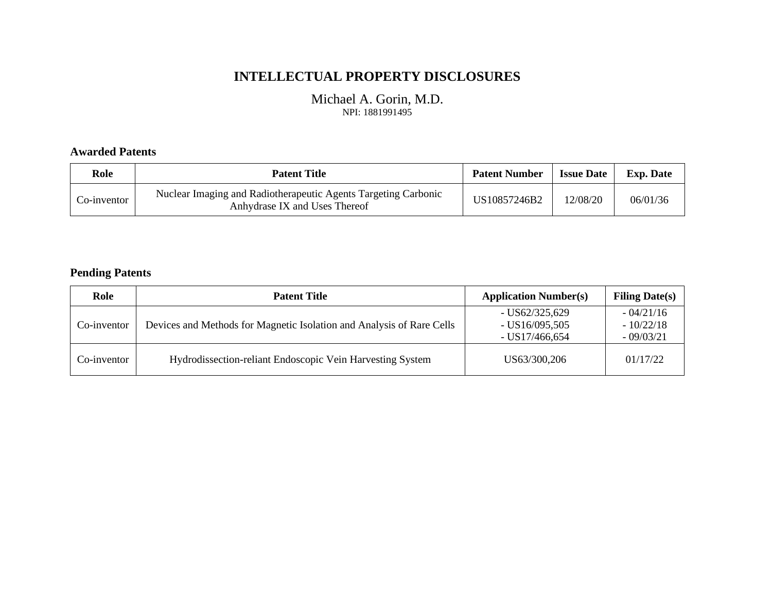# INTELLECTUAL PROPERTY DISCLOSURES

Michael A. Gorin, M.D.
NPI: 1881991495

### Awarded Patents

| Role | Patent Title | Patent Number | Issue Date | Exp. Date |
|---|---|---|---|---|
| Co-inventor | Nuclear Imaging and Radiotherapeutic Agents Targeting Carbonic Anhydrase IX and Uses Thereof | US10857246B2 | 12/08/20 | 06/01/36 |

### Pending Patents

| Role | Patent Title | Application Number(s) | Filing Date(s) |
|---|---|---|---|
| Co-inventor | Devices and Methods for Magnetic Isolation and Analysis of Rare Cells | - US62/325,629<br>- US16/095,505<br>- US17/466,654 | - 04/21/16<br>- 10/22/18<br>- 09/03/21 |
| Co-inventor | Hydrodissection-reliant Endoscopic Vein Harvesting System | US63/300,206 | 01/17/22 |